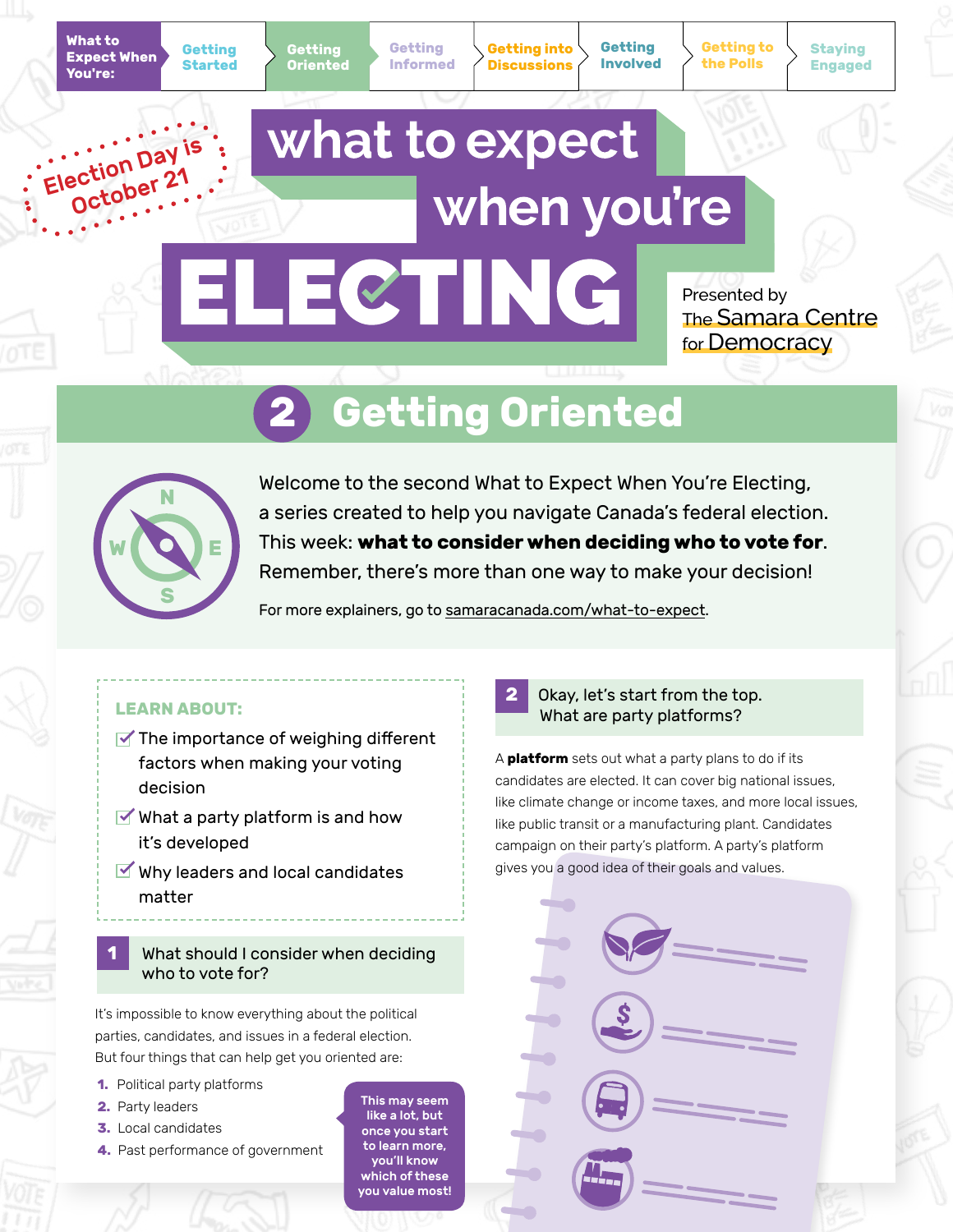What to Expect When You're: Getting Started | Getting Oriented | Getting Informed | Getting into Discussions | Getting Involved | Getting to the Polls | Staying Engaged

Election Day is October 21

# what to expect when you're ELECTING

Presented by The Samara Centre for Democracy

## 2 Getting Oriented

Welcome to the second What to Expect When You're Electing, a series created to help you navigate Canada's federal election. This week: **what to consider when deciding who to vote for**. Remember, there's more than one way to make your decision!

For more explainers, go to samaracanada.com/what-to-expect.

**LEARN ABOUT:**

- The importance of weighing different factors when making your voting decision
- What a party platform is and how it's developed
- Why leaders and local candidates matter

### 1 What should I consider when deciding who to vote for?

It's impossible to know everything about the political parties, candidates, and issues in a federal election. But four things that can help get you oriented are:

1. Political party platforms
2. Party leaders
3. Local candidates
4. Past performance of government

This may seem like a lot, but once you start to learn more, you'll know which of these you value most!

### 2 Okay, let's start from the top. What are party platforms?

A **platform** sets out what a party plans to do if its candidates are elected. It can cover big national issues, like climate change or income taxes, and more local issues, like public transit or a manufacturing plant. Candidates campaign on their party's platform. A party's platform gives you a good idea of their goals and values.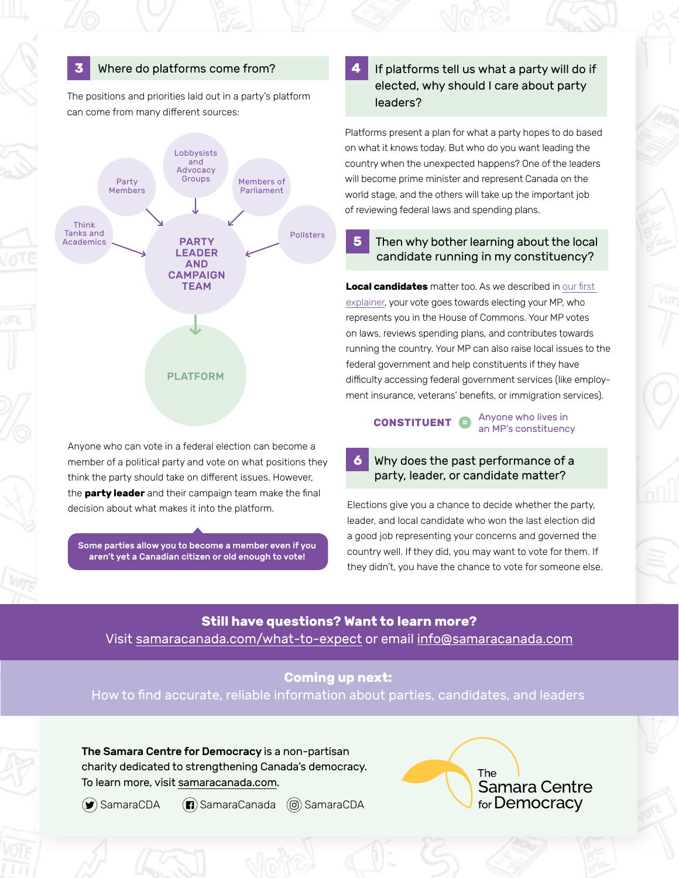## 3 Where do platforms come from?

The positions and priorities laid out in a party's platform can come from many different sources:

Think Tanks and Academics

Party Members

Lobbysists and Advocacy Groups

Members of Parliament

Pollsters

PARTY LEADER AND CAMPAIGN TEAM

PLATFORM

Anyone who can vote in a federal election can become a member of a political party and vote on what positions they think the party should take on different issues. However, the **party leader** and their campaign team make the final decision about what makes it into the platform.

**Some parties allow you to become a member even if you aren't yet a Canadian citizen or old enough to vote!**

## 4 If platforms tell us what a party will do if elected, why should I care about party leaders?

Platforms present a plan for what a party hopes to do based on what it knows today. But who do you want leading the country when the unexpected happens? One of the leaders will become prime minister and represent Canada on the world stage, and the others will take up the important job of reviewing federal laws and spending plans.

## 5 Then why bother learning about the local candidate running in my constituency?

**Local candidates** matter too. As we described in our first explainer, your vote goes towards electing your MP, who represents you in the House of Commons. Your MP votes on laws, reviews spending plans, and contributes towards running the country. Your MP can also raise local issues to the federal government and help constituents if they have difficulty accessing federal government services (like employment insurance, veterans' benefits, or immigration services).

**CONSTITUENT** = Anyone who lives in an MP's constituency

## 6 Why does the past performance of a party, leader, or candidate matter?

Elections give you a chance to decide whether the party, leader, and local candidate who won the last election did a good job representing your concerns and governed the country well. If they did, you may want to vote for them. If they didn't, you have the chance to vote for someone else.

**Still have questions? Want to learn more?**
Visit samaracanada.com/what-to-expect or email info@samaracanada.com

**Coming up next:**
How to find accurate, reliable information about parties, candidates, and leaders

**The Samara Centre for Democracy** is a non-partisan charity dedicated to strengthening Canada's democracy. To learn more, visit samaracanada.com.

SamaraCDA SamaraCanada SamaraCDA

The Samara Centre for Democracy